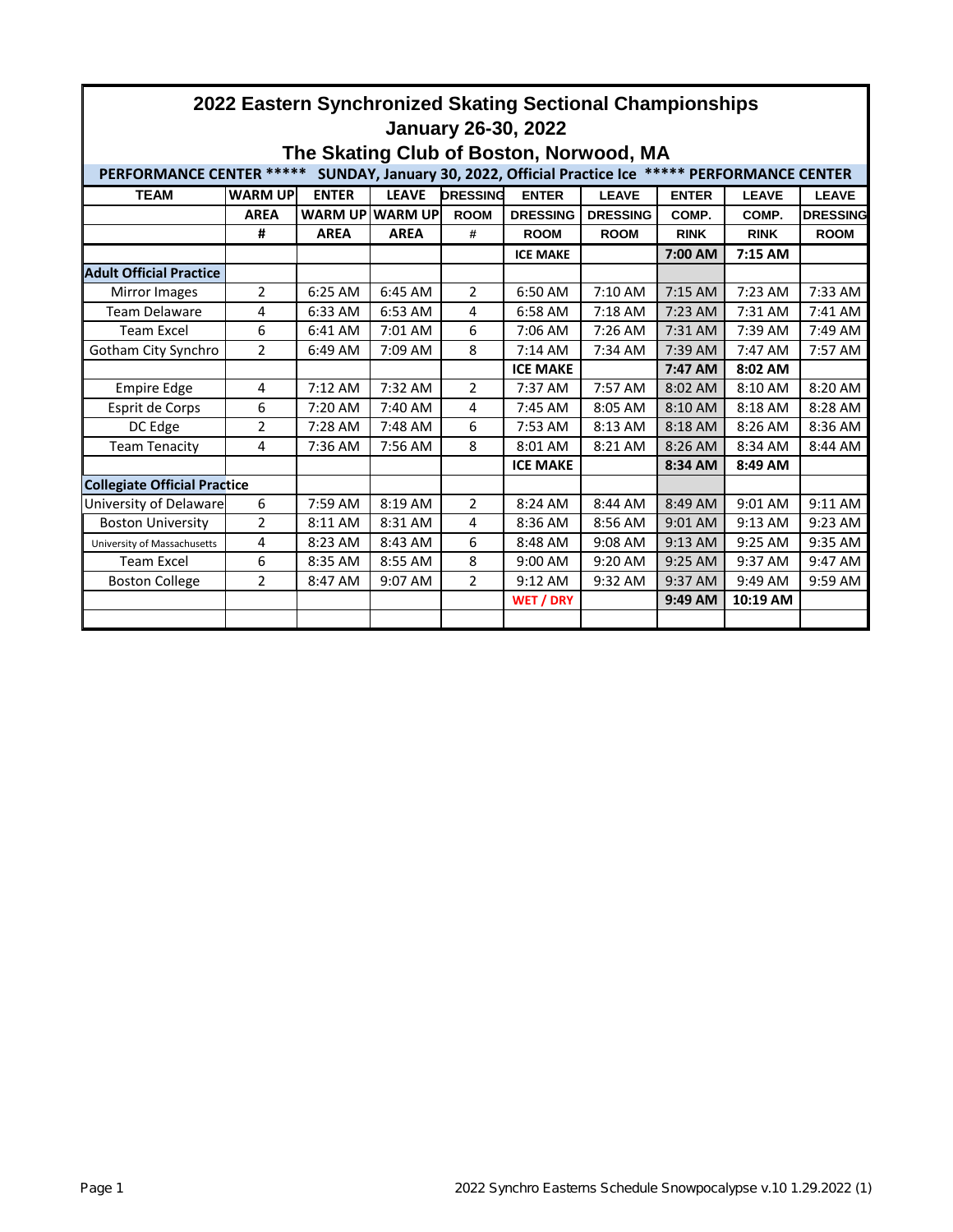# 2022 Eastern Synchronized Skating Sectional Championships

## January 26-30, 2022

## The Skating Club of Boston, Norwood, MA

**PERFORMANCE CENTER ***** SUNDAY, January 30, 2022, Official Practice Ice ***** PERFORMANCE CENTER**

| TEAM | WARM UP AREA # | ENTER WARM UP AREA | LEAVE WARM UP AREA | DRESSING ROOM # | ENTER DRESSING ROOM | LEAVE DRESSING ROOM | ENTER COMP. RINK | LEAVE COMP. RINK | LEAVE DRESSING ROOM |
|---|---|---|---|---|---|---|---|---|---|
| | | | | | **ICE MAKE** | | **7:00 AM** | **7:15 AM** | |
| **Adult Official Practice** | | | | | | | | | |
| Mirror Images | 2 | 6:25 AM | 6:45 AM | 2 | 6:50 AM | 7:10 AM | 7:15 AM | 7:23 AM | 7:33 AM |
| Team Delaware | 4 | 6:33 AM | 6:53 AM | 4 | 6:58 AM | 7:18 AM | 7:23 AM | 7:31 AM | 7:41 AM |
| Team Excel | 6 | 6:41 AM | 7:01 AM | 6 | 7:06 AM | 7:26 AM | 7:31 AM | 7:39 AM | 7:49 AM |
| Gotham City Synchro | 2 | 6:49 AM | 7:09 AM | 8 | 7:14 AM | 7:34 AM | 7:39 AM | 7:47 AM | 7:57 AM |
| | | | | | **ICE MAKE** | | **7:47 AM** | **8:02 AM** | |
| Empire Edge | 4 | 7:12 AM | 7:32 AM | 2 | 7:37 AM | 7:57 AM | 8:02 AM | 8:10 AM | 8:20 AM |
| Esprit de Corps | 6 | 7:20 AM | 7:40 AM | 4 | 7:45 AM | 8:05 AM | 8:10 AM | 8:18 AM | 8:28 AM |
| DC Edge | 2 | 7:28 AM | 7:48 AM | 6 | 7:53 AM | 8:13 AM | 8:18 AM | 8:26 AM | 8:36 AM |
| Team Tenacity | 4 | 7:36 AM | 7:56 AM | 8 | 8:01 AM | 8:21 AM | 8:26 AM | 8:34 AM | 8:44 AM |
| | | | | | **ICE MAKE** | | **8:34 AM** | **8:49 AM** | |
| **Collegiate Official Practice** | | | | | | | | | |
| University of Delaware | 6 | 7:59 AM | 8:19 AM | 2 | 8:24 AM | 8:44 AM | 8:49 AM | 9:01 AM | 9:11 AM |
| Boston University | 2 | 8:11 AM | 8:31 AM | 4 | 8:36 AM | 8:56 AM | 9:01 AM | 9:13 AM | 9:23 AM |
| University of Massachusetts | 4 | 8:23 AM | 8:43 AM | 6 | 8:48 AM | 9:08 AM | 9:13 AM | 9:25 AM | 9:35 AM |
| Team Excel | 6 | 8:35 AM | 8:55 AM | 8 | 9:00 AM | 9:20 AM | 9:25 AM | 9:37 AM | 9:47 AM |
| Boston College | 2 | 8:47 AM | 9:07 AM | 2 | 9:12 AM | 9:32 AM | 9:37 AM | 9:49 AM | 9:59 AM |
| | | | | | **WET / DRY** | | **9:49 AM** | **10:19 AM** | |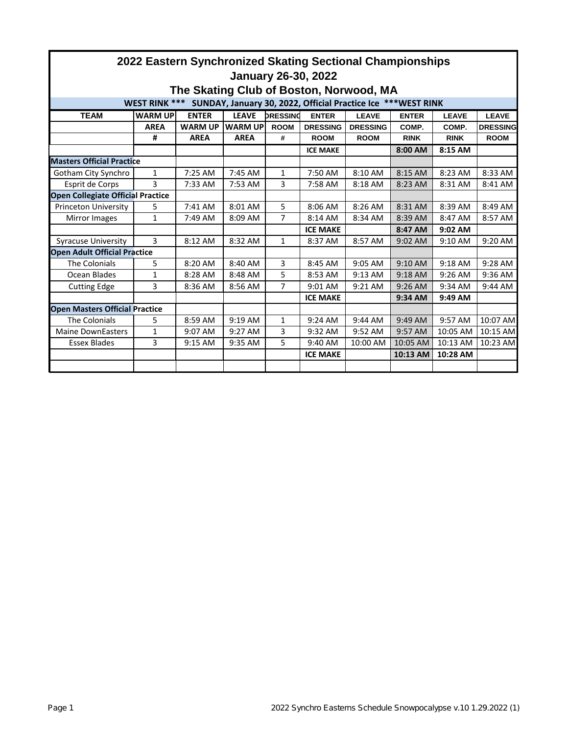# 2022 Eastern Synchronized Skating Sectional Championships

## January 26-30, 2022

## The Skating Club of Boston, Norwood, MA

**WEST RINK *** SUNDAY, January 30, 2022, Official Practice Ice ***WEST RINK**

| TEAM | WARM UP AREA # | ENTER WARM UP AREA | LEAVE WARM UP AREA | DRESSING ROOM # | ENTER DRESSING ROOM | LEAVE DRESSING ROOM | ENTER COMP. RINK | LEAVE COMP. RINK | LEAVE DRESSING ROOM |
|---|---|---|---|---|---|---|---|---|---|
| | | | | | **ICE MAKE** | | **8:00 AM** | **8:15 AM** | |
| **Masters Official Practice** | | | | | | | | | |
| Gotham City Synchro | 1 | 7:25 AM | 7:45 AM | 1 | 7:50 AM | 8:10 AM | 8:15 AM | 8:23 AM | 8:33 AM |
| Esprit de Corps | 3 | 7:33 AM | 7:53 AM | 3 | 7:58 AM | 8:18 AM | 8:23 AM | 8:31 AM | 8:41 AM |
| **Open Collegiate Official Practice** | | | | | | | | | |
| Princeton University | 5 | 7:41 AM | 8:01 AM | 5 | 8:06 AM | 8:26 AM | 8:31 AM | 8:39 AM | 8:49 AM |
| Mirror Images | 1 | 7:49 AM | 8:09 AM | 7 | 8:14 AM | 8:34 AM | 8:39 AM | 8:47 AM | 8:57 AM |
| | | | | | **ICE MAKE** | | **8:47 AM** | **9:02 AM** | |
| Syracuse University | 3 | 8:12 AM | 8:32 AM | 1 | 8:37 AM | 8:57 AM | 9:02 AM | 9:10 AM | 9:20 AM |
| **Open Adult Official Practice** | | | | | | | | | |
| The Colonials | 5 | 8:20 AM | 8:40 AM | 3 | 8:45 AM | 9:05 AM | 9:10 AM | 9:18 AM | 9:28 AM |
| Ocean Blades | 1 | 8:28 AM | 8:48 AM | 5 | 8:53 AM | 9:13 AM | 9:18 AM | 9:26 AM | 9:36 AM |
| Cutting Edge | 3 | 8:36 AM | 8:56 AM | 7 | 9:01 AM | 9:21 AM | 9:26 AM | 9:34 AM | 9:44 AM |
| | | | | | **ICE MAKE** | | **9:34 AM** | **9:49 AM** | |
| **Open Masters Official Practice** | | | | | | | | | |
| The Colonials | 5 | 8:59 AM | 9:19 AM | 1 | 9:24 AM | 9:44 AM | 9:49 AM | 9:57 AM | 10:07 AM |
| Maine DownEasters | 1 | 9:07 AM | 9:27 AM | 3 | 9:32 AM | 9:52 AM | 9:57 AM | 10:05 AM | 10:15 AM |
| Essex Blades | 3 | 9:15 AM | 9:35 AM | 5 | 9:40 AM | 10:00 AM | 10:05 AM | 10:13 AM | 10:23 AM |
| | | | | | **ICE MAKE** | | **10:13 AM** | **10:28 AM** | |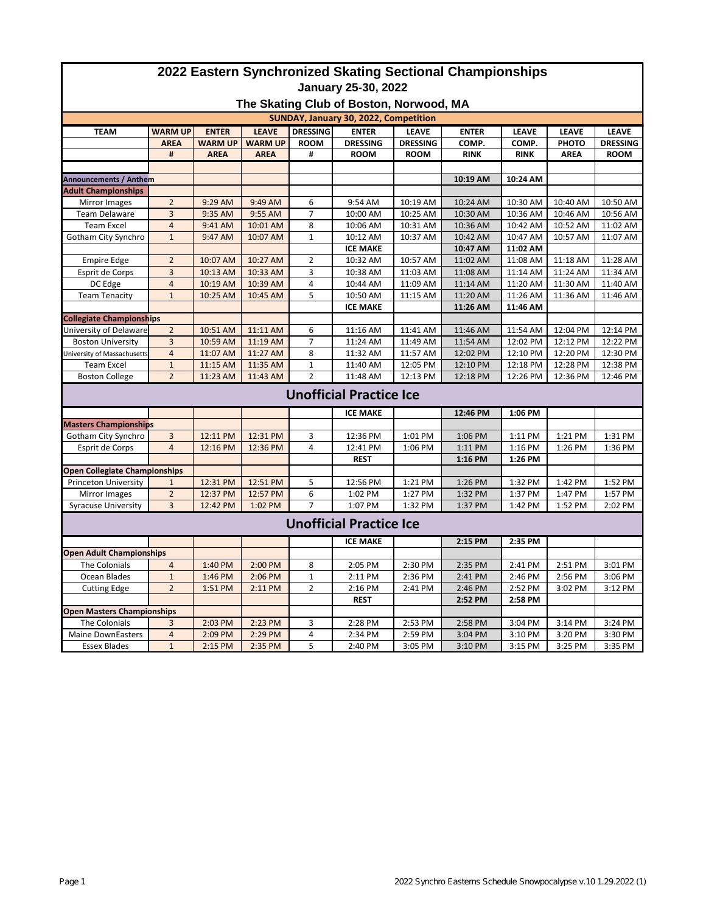# 2022 Eastern Synchronized Skating Sectional Championships

**January 25-30, 2022**

**The Skating Club of Boston, Norwood, MA**

**SUNDAY, January 30, 2022, Competition**

| TEAM | WARM UP AREA # | ENTER WARM UP AREA | LEAVE WARM UP AREA | DRESSING ROOM # | ENTER DRESSING ROOM | LEAVE DRESSING ROOM | ENTER COMP. RINK | LEAVE COMP. RINK | LEAVE PHOTO AREA | LEAVE DRESSING ROOM |
|---|---|---|---|---|---|---|---|---|---|---|
| | | | | | | | | | | |
| **Announcements / Anthem** | | | | | | | **10:19 AM** | **10:24 AM** | | |
| **Adult Championships** | | | | | | | | | | |
| Mirror Images | 2 | 9:29 AM | 9:49 AM | 6 | 9:54 AM | 10:19 AM | 10:24 AM | 10:30 AM | 10:40 AM | 10:50 AM |
| Team Delaware | 3 | 9:35 AM | 9:55 AM | 7 | 10:00 AM | 10:25 AM | 10:30 AM | 10:36 AM | 10:46 AM | 10:56 AM |
| Team Excel | 4 | 9:41 AM | 10:01 AM | 8 | 10:06 AM | 10:31 AM | 10:36 AM | 10:42 AM | 10:52 AM | 11:02 AM |
| Gotham City Synchro | 1 | 9:47 AM | 10:07 AM | 1 | 10:12 AM | 10:37 AM | 10:42 AM | 10:47 AM | 10:57 AM | 11:07 AM |
| | | | | | **ICE MAKE** | | **10:47 AM** | **11:02 AM** | | |
| Empire Edge | 2 | 10:07 AM | 10:27 AM | 2 | 10:32 AM | 10:57 AM | 11:02 AM | 11:08 AM | 11:18 AM | 11:28 AM |
| Esprit de Corps | 3 | 10:13 AM | 10:33 AM | 3 | 10:38 AM | 11:03 AM | 11:08 AM | 11:14 AM | 11:24 AM | 11:34 AM |
| DC Edge | 4 | 10:19 AM | 10:39 AM | 4 | 10:44 AM | 11:09 AM | 11:14 AM | 11:20 AM | 11:30 AM | 11:40 AM |
| Team Tenacity | 1 | 10:25 AM | 10:45 AM | 5 | 10:50 AM | 11:15 AM | 11:20 AM | 11:26 AM | 11:36 AM | 11:46 AM |
| | | | | | **ICE MAKE** | | **11:26 AM** | **11:46 AM** | | |
| **Collegiate Championships** | | | | | | | | | | |
| University of Delaware | 2 | 10:51 AM | 11:11 AM | 6 | 11:16 AM | 11:41 AM | 11:46 AM | 11:54 AM | 12:04 PM | 12:14 PM |
| Boston University | 3 | 10:59 AM | 11:19 AM | 7 | 11:24 AM | 11:49 AM | 11:54 AM | 12:02 PM | 12:12 PM | 12:22 PM |
| University of Massachusetts | 4 | 11:07 AM | 11:27 AM | 8 | 11:32 AM | 11:57 AM | 12:02 PM | 12:10 PM | 12:20 PM | 12:30 PM |
| Team Excel | 1 | 11:15 AM | 11:35 AM | 1 | 11:40 AM | 12:05 PM | 12:10 PM | 12:18 PM | 12:28 PM | 12:38 PM |
| Boston College | 2 | 11:23 AM | 11:43 AM | 2 | 11:48 AM | 12:13 PM | 12:18 PM | 12:26 PM | 12:36 PM | 12:46 PM |
| **Unofficial Practice Ice** | | | | | | | | | | |
| | | | | | **ICE MAKE** | | **12:46 PM** | **1:06 PM** | | |
| **Masters Championships** | | | | | | | | | | |
| Gotham City Synchro | 3 | 12:11 PM | 12:31 PM | 3 | 12:36 PM | 1:01 PM | 1:06 PM | 1:11 PM | 1:21 PM | 1:31 PM |
| Esprit de Corps | 4 | 12:16 PM | 12:36 PM | 4 | 12:41 PM | 1:06 PM | 1:11 PM | 1:16 PM | 1:26 PM | 1:36 PM |
| | | | | | **REST** | | **1:16 PM** | **1:26 PM** | | |
| **Open Collegiate Championships** | | | | | | | | | | |
| Princeton University | 1 | 12:31 PM | 12:51 PM | 5 | 12:56 PM | 1:21 PM | 1:26 PM | 1:32 PM | 1:42 PM | 1:52 PM |
| Mirror Images | 2 | 12:37 PM | 12:57 PM | 6 | 1:02 PM | 1:27 PM | 1:32 PM | 1:37 PM | 1:47 PM | 1:57 PM |
| Syracuse University | 3 | 12:42 PM | 1:02 PM | 7 | 1:07 PM | 1:32 PM | 1:37 PM | 1:42 PM | 1:52 PM | 2:02 PM |
| **Unofficial Practice Ice** | | | | | | | | | | |
| | | | | | **ICE MAKE** | | **2:15 PM** | **2:35 PM** | | |
| **Open Adult Championships** | | | | | | | | | | |
| The Colonials | 4 | 1:40 PM | 2:00 PM | 8 | 2:05 PM | 2:30 PM | 2:35 PM | 2:41 PM | 2:51 PM | 3:01 PM |
| Ocean Blades | 1 | 1:46 PM | 2:06 PM | 1 | 2:11 PM | 2:36 PM | 2:41 PM | 2:46 PM | 2:56 PM | 3:06 PM |
| Cutting Edge | 2 | 1:51 PM | 2:11 PM | 2 | 2:16 PM | 2:41 PM | 2:46 PM | 2:52 PM | 3:02 PM | 3:12 PM |
| | | | | | **REST** | | **2:52 PM** | **2:58 PM** | | |
| **Open Masters Championships** | | | | | | | | | | |
| The Colonials | 3 | 2:03 PM | 2:23 PM | 3 | 2:28 PM | 2:53 PM | 2:58 PM | 3:04 PM | 3:14 PM | 3:24 PM |
| Maine DownEasters | 4 | 2:09 PM | 2:29 PM | 4 | 2:34 PM | 2:59 PM | 3:04 PM | 3:10 PM | 3:20 PM | 3:30 PM |
| Essex Blades | 1 | 2:15 PM | 2:35 PM | 5 | 2:40 PM | 3:05 PM | 3:10 PM | 3:15 PM | 3:25 PM | 3:35 PM |